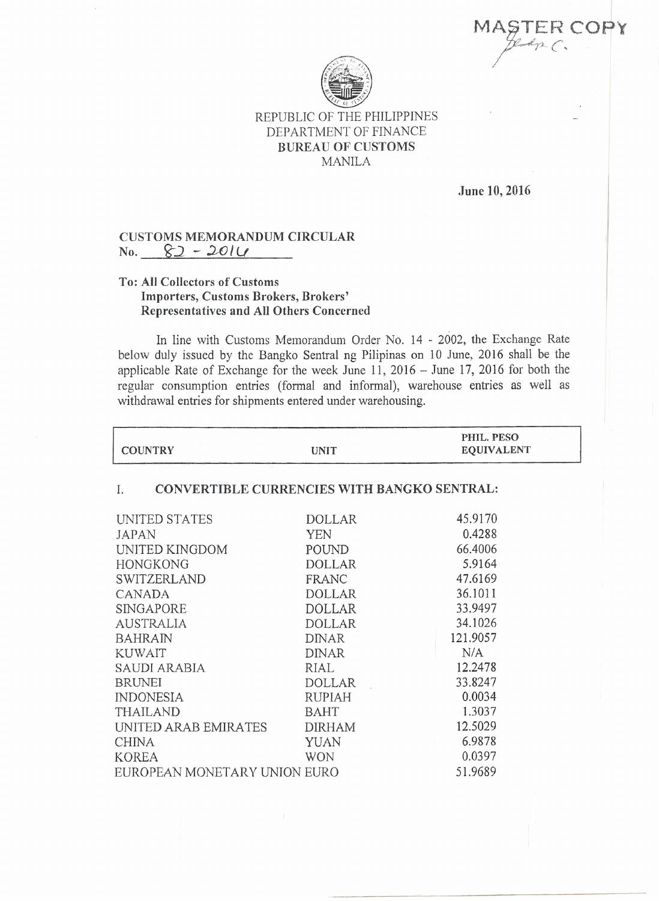MASTER COPY

REPUBLIC OF THE PHILIPPINES
DEPARTMENT OF FINANCE
**BUREAU OF CUSTOMS**
MANILA

**June 10, 2016**

**CUSTOMS MEMORANDUM CIRCULAR**
**No. 82 - 2016**

**To: All Collectors of Customs**
**Importers, Customs Brokers, Brokers' Representatives and All Others Concerned**

In line with Customs Memorandum Order No. 14 - 2002, the Exchange Rate below duly issued by the Bangko Sentral ng Pilipinas on 10 June, 2016 shall be the applicable Rate of Exchange for the week June 11, 2016 – June 17, 2016 for both the regular consumption entries (formal and informal), warehouse entries as well as withdrawal entries for shipments entered under warehousing.

| COUNTRY | UNIT | PHIL. PESO EQUIVALENT |
|---|---|---|
| **I. CONVERTIBLE CURRENCIES WITH BANGKO SENTRAL:** | | |
| UNITED STATES | DOLLAR | 45.9170 |
| JAPAN | YEN | 0.4288 |
| UNITED KINGDOM | POUND | 66.4006 |
| HONGKONG | DOLLAR | 5.9164 |
| SWITZERLAND | FRANC | 47.6169 |
| CANADA | DOLLAR | 36.1011 |
| SINGAPORE | DOLLAR | 33.9497 |
| AUSTRALIA | DOLLAR | 34.1026 |
| BAHRAIN | DINAR | 121.9057 |
| KUWAIT | DINAR | N/A |
| SAUDI ARABIA | RIAL | 12.2478 |
| BRUNEI | DOLLAR | 33.8247 |
| INDONESIA | RUPIAH | 0.0034 |
| THAILAND | BAHT | 1.3037 |
| UNITED ARAB EMIRATES | DIRHAM | 12.5029 |
| CHINA | YUAN | 6.9878 |
| KOREA | WON | 0.0397 |
| EUROPEAN MONETARY UNION | EURO | 51.9689 |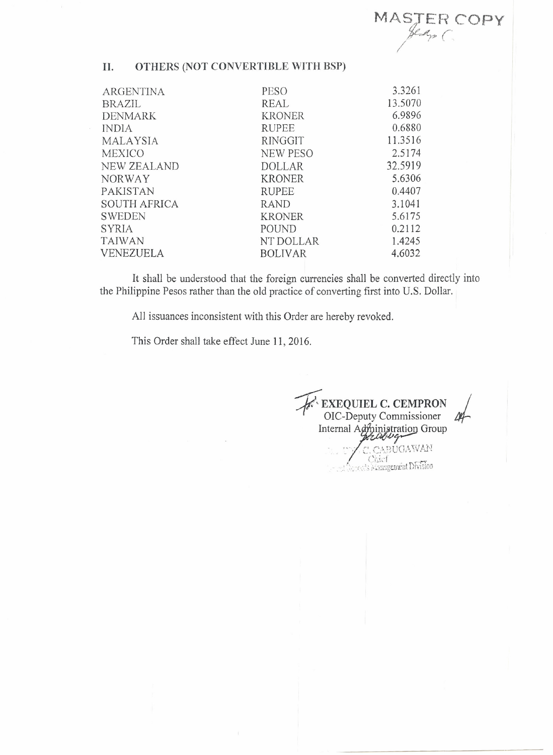MASTER COPY

## II. OTHERS (NOT CONVERTIBLE WITH BSP)

| | | |
|---|---|---|
| ARGENTINA | PESO | 3.3261 |
| BRAZIL | REAL | 13.5070 |
| DENMARK | KRONER | 6.9896 |
| INDIA | RUPEE | 0.6880 |
| MALAYSIA | RINGGIT | 11.3516 |
| MEXICO | NEW PESO | 2.5174 |
| NEW ZEALAND | DOLLAR | 32.5919 |
| NORWAY | KRONER | 5.6306 |
| PAKISTAN | RUPEE | 0.4407 |
| SOUTH AFRICA | RAND | 3.1041 |
| SWEDEN | KRONER | 5.6175 |
| SYRIA | POUND | 0.2112 |
| TAIWAN | NT DOLLAR | 1.4245 |
| VENEZUELA | BOLIVAR | 4.6032 |

It shall be understood that the foreign currencies shall be converted directly into the Philippine Pesos rather than the old practice of converting first into U.S. Dollar.

All issuances inconsistent with this Order are hereby revoked.

This Order shall take effect June 11, 2016.

For: **EXEQUIEL C. CEMPRON**
OIC-Deputy Commissioner
Internal Administration Group

C. CABUGAWAN
Chief
Records Management Division